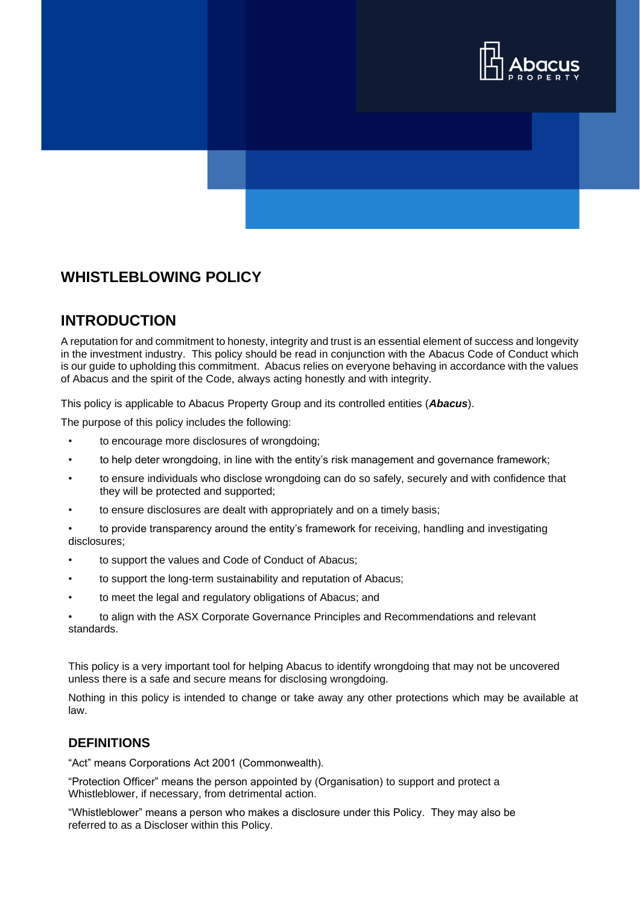# WHISTLEBLOWING POLICY

## INTRODUCTION

A reputation for and commitment to honesty, integrity and trust is an essential element of success and longevity in the investment industry. This policy should be read in conjunction with the Abacus Code of Conduct which is our guide to upholding this commitment. Abacus relies on everyone behaving in accordance with the values of Abacus and the spirit of the Code, always acting honestly and with integrity.

This policy is applicable to Abacus Property Group and its controlled entities (***Abacus***).

The purpose of this policy includes the following:

- to encourage more disclosures of wrongdoing;
- to help deter wrongdoing, in line with the entity's risk management and governance framework;
- to ensure individuals who disclose wrongdoing can do so safely, securely and with confidence that they will be protected and supported;
- to ensure disclosures are dealt with appropriately and on a timely basis;
- to provide transparency around the entity's framework for receiving, handling and investigating disclosures;
- to support the values and Code of Conduct of Abacus;
- to support the long-term sustainability and reputation of Abacus;
- to meet the legal and regulatory obligations of Abacus; and
- to align with the ASX Corporate Governance Principles and Recommendations and relevant standards.

This policy is a very important tool for helping Abacus to identify wrongdoing that may not be uncovered unless there is a safe and secure means for disclosing wrongdoing.

Nothing in this policy is intended to change or take away any other protections which may be available at law.

### DEFINITIONS

"Act" means Corporations Act 2001 (Commonwealth).

"Protection Officer" means the person appointed by (Organisation) to support and protect a Whistleblower, if necessary, from detrimental action.

"Whistleblower" means a person who makes a disclosure under this Policy. They may also be referred to as a Discloser within this Policy.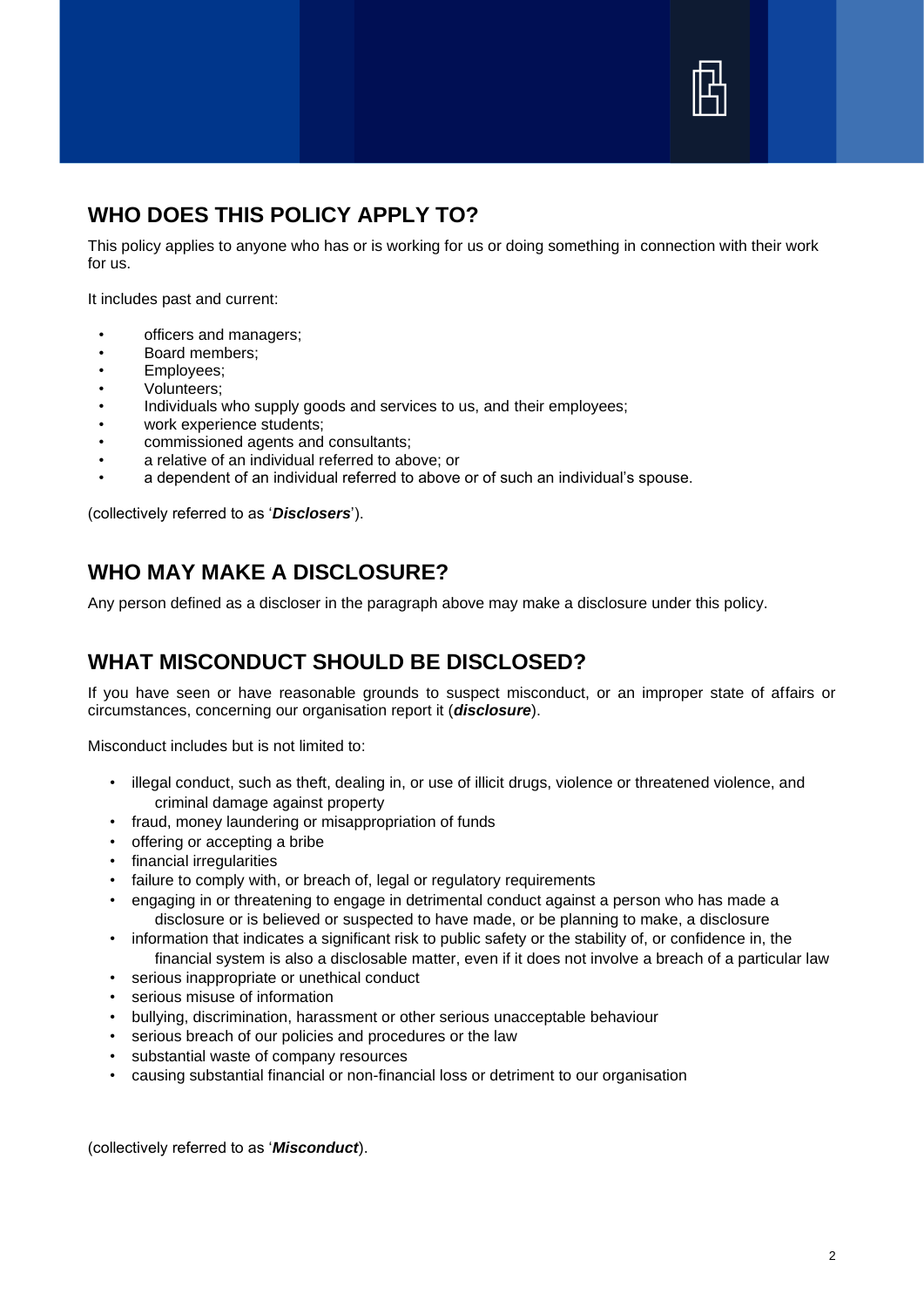## WHO DOES THIS POLICY APPLY TO?

This policy applies to anyone who has or is working for us or doing something in connection with their work for us.

It includes past and current:

- officers and managers;
- Board members;
- Employees;
- Volunteers;
- Individuals who supply goods and services to us, and their employees;
- work experience students;
- commissioned agents and consultants;
- a relative of an individual referred to above; or
- a dependent of an individual referred to above or of such an individual's spouse.

(collectively referred to as '***Disclosers***').

## WHO MAY MAKE A DISCLOSURE?

Any person defined as a discloser in the paragraph above may make a disclosure under this policy.

## WHAT MISCONDUCT SHOULD BE DISCLOSED?

If you have seen or have reasonable grounds to suspect misconduct, or an improper state of affairs or circumstances, concerning our organisation report it (***disclosure***).

Misconduct includes but is not limited to:

- illegal conduct, such as theft, dealing in, or use of illicit drugs, violence or threatened violence, and criminal damage against property
- fraud, money laundering or misappropriation of funds
- offering or accepting a bribe
- financial irregularities
- failure to comply with, or breach of, legal or regulatory requirements
- engaging in or threatening to engage in detrimental conduct against a person who has made a disclosure or is believed or suspected to have made, or be planning to make, a disclosure
- information that indicates a significant risk to public safety or the stability of, or confidence in, the financial system is also a disclosable matter, even if it does not involve a breach of a particular law
- serious inappropriate or unethical conduct
- serious misuse of information
- bullying, discrimination, harassment or other serious unacceptable behaviour
- serious breach of our policies and procedures or the law
- substantial waste of company resources
- causing substantial financial or non-financial loss or detriment to our organisation

(collectively referred to as '***Misconduct***).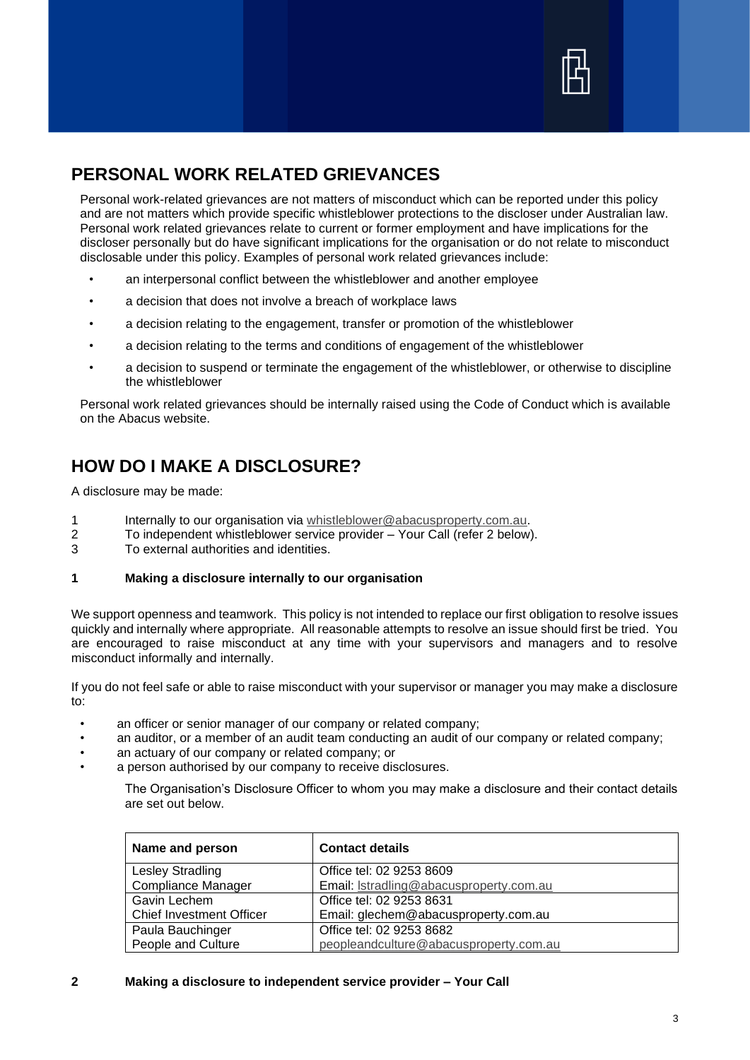## PERSONAL WORK RELATED GRIEVANCES

Personal work-related grievances are not matters of misconduct which can be reported under this policy and are not matters which provide specific whistleblower protections to the discloser under Australian law. Personal work related grievances relate to current or former employment and have implications for the discloser personally but do have significant implications for the organisation or do not relate to misconduct disclosable under this policy. Examples of personal work related grievances include:

- an interpersonal conflict between the whistleblower and another employee
- a decision that does not involve a breach of workplace laws
- a decision relating to the engagement, transfer or promotion of the whistleblower
- a decision relating to the terms and conditions of engagement of the whistleblower
- a decision to suspend or terminate the engagement of the whistleblower, or otherwise to discipline the whistleblower

Personal work related grievances should be internally raised using the Code of Conduct which is available on the Abacus website.

## HOW DO I MAKE A DISCLOSURE?

A disclosure may be made:

1. Internally to our organisation via whistleblower@abacusproperty.com.au.
2. To independent whistleblower service provider – Your Call (refer 2 below).
3. To external authorities and identities.

### 1 Making a disclosure internally to our organisation

We support openness and teamwork. This policy is not intended to replace our first obligation to resolve issues quickly and internally where appropriate. All reasonable attempts to resolve an issue should first be tried. You are encouraged to raise misconduct at any time with your supervisors and managers and to resolve misconduct informally and internally.

If you do not feel safe or able to raise misconduct with your supervisor or manager you may make a disclosure to:

- an officer or senior manager of our company or related company;
- an auditor, or a member of an audit team conducting an audit of our company or related company;
- an actuary of our company or related company; or
- a person authorised by our company to receive disclosures.

The Organisation's Disclosure Officer to whom you may make a disclosure and their contact details are set out below.

| Name and person | Contact details |
|---|---|
| Lesley Stradling<br>Compliance Manager | Office tel: 02 9253 8609<br>Email: lstradling@abacusproperty.com.au |
| Gavin Lechem<br>Chief Investment Officer | Office tel: 02 9253 8631<br>Email: glechem@abacusproperty.com.au |
| Paula Bauchinger<br>People and Culture | Office tel: 02 9253 8682<br>peopleandculture@abacusproperty.com.au |

### 2 Making a disclosure to independent service provider – Your Call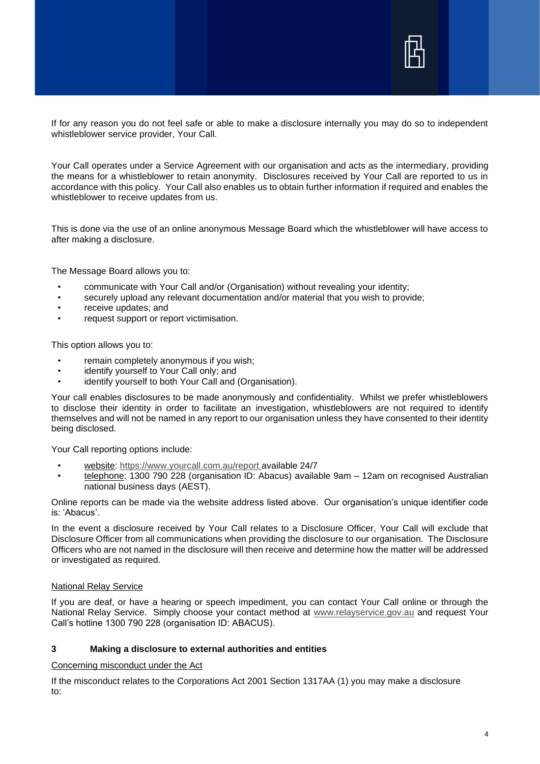If for any reason you do not feel safe or able to make a disclosure internally you may do so to independent whistleblower service provider, Your Call.

Your Call operates under a Service Agreement with our organisation and acts as the intermediary, providing the means for a whistleblower to retain anonymity. Disclosures received by Your Call are reported to us in accordance with this policy. Your Call also enables us to obtain further information if required and enables the whistleblower to receive updates from us.

This is done via the use of an online anonymous Message Board which the whistleblower will have access to after making a disclosure.

The Message Board allows you to:

- communicate with Your Call and/or (Organisation) without revealing your identity;
- securely upload any relevant documentation and/or material that you wish to provide;
- receive updates; and
- request support or report victimisation.

This option allows you to:

- remain completely anonymous if you wish;
- identify yourself to Your Call only; and
- identify yourself to both Your Call and (Organisation).

Your call enables disclosures to be made anonymously and confidentiality. Whilst we prefer whistleblowers to disclose their identity in order to facilitate an investigation, whistleblowers are not required to identify themselves and will not be named in any report to our organisation unless they have consented to their identity being disclosed.

Your Call reporting options include:

- <u>website</u>: https://www.yourcall.com.au/report available 24/7
- <u>telephone</u>: 1300 790 228 (organisation ID: Abacus) available 9am – 12am on recognised Australian national business days (AEST).

Online reports can be made via the website address listed above. Our organisation's unique identifier code is: 'Abacus'.

In the event a disclosure received by Your Call relates to a Disclosure Officer, Your Call will exclude that Disclosure Officer from all communications when providing the disclosure to our organisation. The Disclosure Officers who are not named in the disclosure will then receive and determine how the matter will be addressed or investigated as required.

<u>National Relay Service</u>

If you are deaf, or have a hearing or speech impediment, you can contact Your Call online or through the National Relay Service. Simply choose your contact method at www.relayservice.gov.au and request Your Call's hotline 1300 790 228 (organisation ID: ABACUS).

## 3 Making a disclosure to external authorities and entities

<u>Concerning misconduct under the Act</u>

If the misconduct relates to the Corporations Act 2001 Section 1317AA (1) you may make a disclosure to: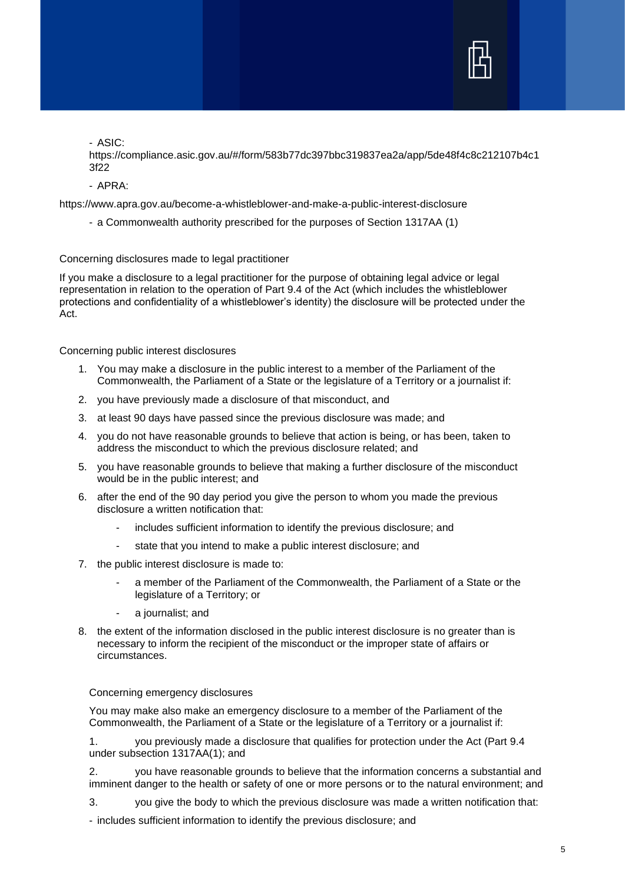- ASIC: https://compliance.asic.gov.au/#/form/583b77dc397bbc319837ea2a/app/5de48f4c8c212107b4c13f22

- APRA:

https://www.apra.gov.au/become-a-whistleblower-and-make-a-public-interest-disclosure

- a Commonwealth authority prescribed for the purposes of Section 1317AA (1)

Concerning disclosures made to legal practitioner

If you make a disclosure to a legal practitioner for the purpose of obtaining legal advice or legal representation in relation to the operation of Part 9.4 of the Act (which includes the whistleblower protections and confidentiality of a whistleblower's identity) the disclosure will be protected under the Act.

Concerning public interest disclosures

1. You may make a disclosure in the public interest to a member of the Parliament of the Commonwealth, the Parliament of a State or the legislature of a Territory or a journalist if:
2. you have previously made a disclosure of that misconduct, and
3. at least 90 days have passed since the previous disclosure was made; and
4. you do not have reasonable grounds to believe that action is being, or has been, taken to address the misconduct to which the previous disclosure related; and
5. you have reasonable grounds to believe that making a further disclosure of the misconduct would be in the public interest; and
6. after the end of the 90 day period you give the person to whom you made the previous disclosure a written notification that:
    - includes sufficient information to identify the previous disclosure; and
    - state that you intend to make a public interest disclosure; and
7. the public interest disclosure is made to:
    - a member of the Parliament of the Commonwealth, the Parliament of a State or the legislature of a Territory; or
    - a journalist; and
8. the extent of the information disclosed in the public interest disclosure is no greater than is necessary to inform the recipient of the misconduct or the improper state of affairs or circumstances.

Concerning emergency disclosures

You may make also make an emergency disclosure to a member of the Parliament of the Commonwealth, the Parliament of a State or the legislature of a Territory or a journalist if:

1. you previously made a disclosure that qualifies for protection under the Act (Part 9.4 under subsection 1317AA(1); and

2. you have reasonable grounds to believe that the information concerns a substantial and imminent danger to the health or safety of one or more persons or to the natural environment; and

3. you give the body to which the previous disclosure was made a written notification that:

- includes sufficient information to identify the previous disclosure; and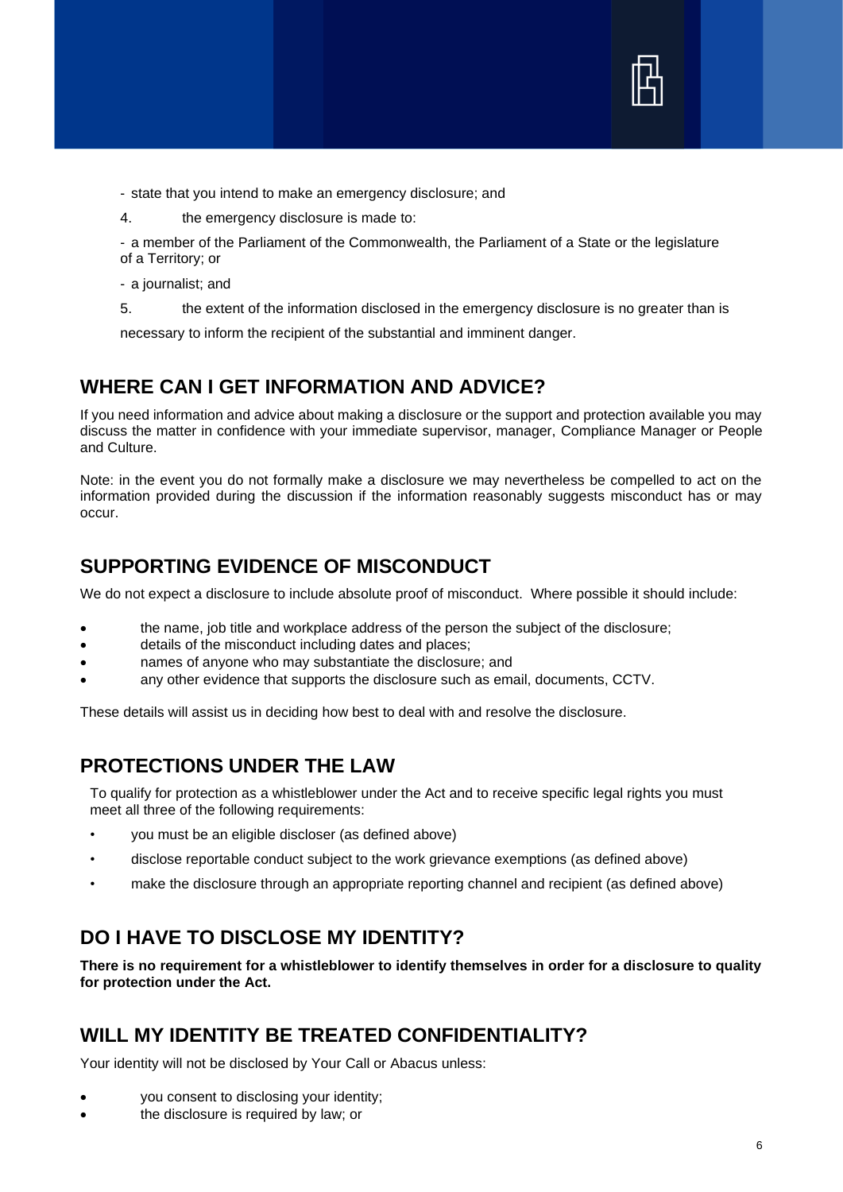- state that you intend to make an emergency disclosure; and

4. the emergency disclosure is made to:

- a member of the Parliament of the Commonwealth, the Parliament of a State or the legislature of a Territory; or

- a journalist; and

5. the extent of the information disclosed in the emergency disclosure is no greater than is necessary to inform the recipient of the substantial and imminent danger.

## WHERE CAN I GET INFORMATION AND ADVICE?

If you need information and advice about making a disclosure or the support and protection available you may discuss the matter in confidence with your immediate supervisor, manager, Compliance Manager or People and Culture.

Note: in the event you do not formally make a disclosure we may nevertheless be compelled to act on the information provided during the discussion if the information reasonably suggests misconduct has or may occur.

## SUPPORTING EVIDENCE OF MISCONDUCT

We do not expect a disclosure to include absolute proof of misconduct. Where possible it should include:

- the name, job title and workplace address of the person the subject of the disclosure;
- details of the misconduct including dates and places;
- names of anyone who may substantiate the disclosure; and
- any other evidence that supports the disclosure such as email, documents, CCTV.

These details will assist us in deciding how best to deal with and resolve the disclosure.

## PROTECTIONS UNDER THE LAW

To qualify for protection as a whistleblower under the Act and to receive specific legal rights you must meet all three of the following requirements:

- you must be an eligible discloser (as defined above)
- disclose reportable conduct subject to the work grievance exemptions (as defined above)
- make the disclosure through an appropriate reporting channel and recipient (as defined above)

## DO I HAVE TO DISCLOSE MY IDENTITY?

**There is no requirement for a whistleblower to identify themselves in order for a disclosure to quality for protection under the Act.**

## WILL MY IDENTITY BE TREATED CONFIDENTIALITY?

Your identity will not be disclosed by Your Call or Abacus unless:

- you consent to disclosing your identity;
- the disclosure is required by law; or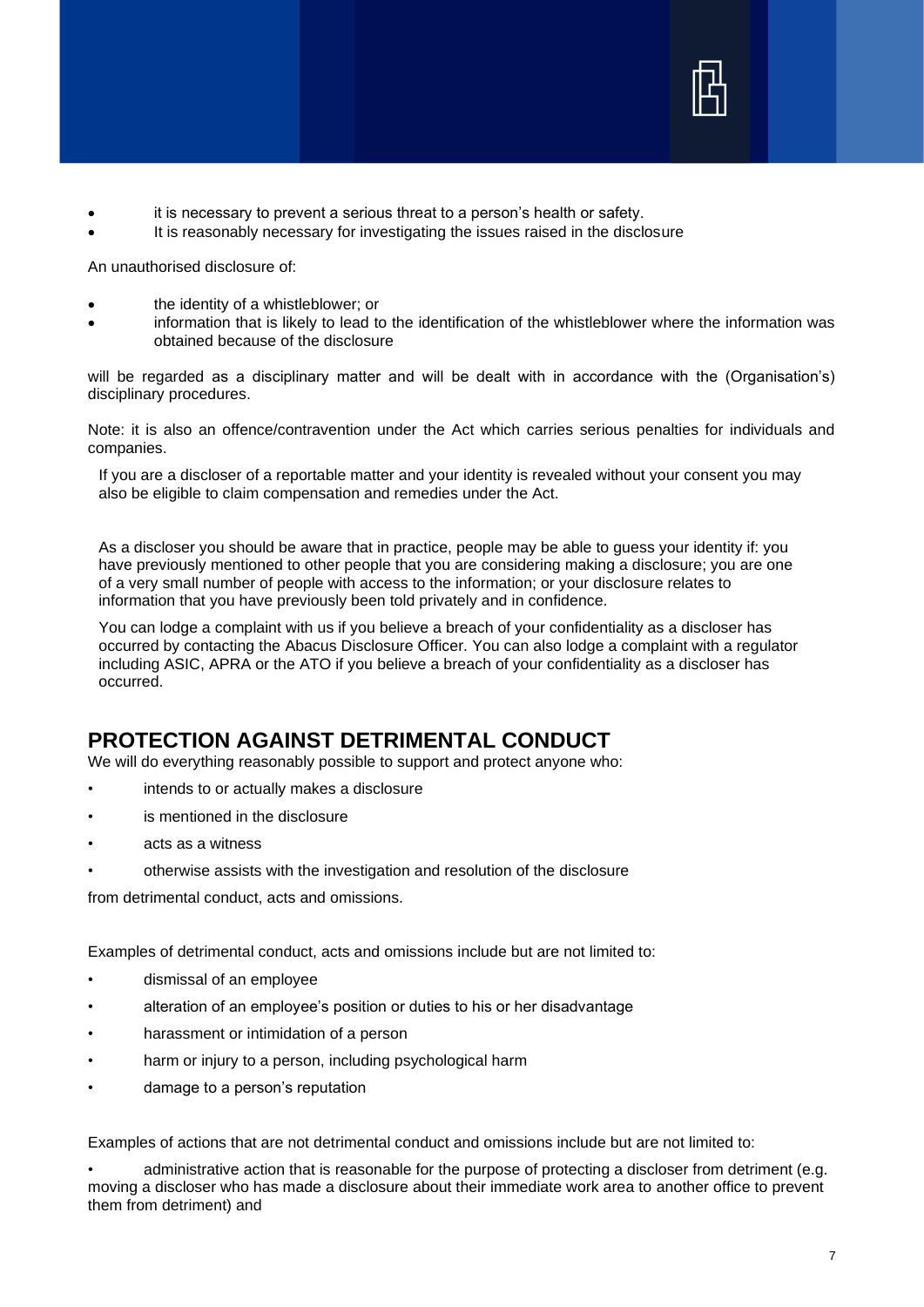- it is necessary to prevent a serious threat to a person's health or safety.
- It is reasonably necessary for investigating the issues raised in the disclosure

An unauthorised disclosure of:

- the identity of a whistleblower; or
- information that is likely to lead to the identification of the whistleblower where the information was obtained because of the disclosure

will be regarded as a disciplinary matter and will be dealt with in accordance with the (Organisation's) disciplinary procedures.

Note: it is also an offence/contravention under the Act which carries serious penalties for individuals and companies.

If you are a discloser of a reportable matter and your identity is revealed without your consent you may also be eligible to claim compensation and remedies under the Act.

As a discloser you should be aware that in practice, people may be able to guess your identity if: you have previously mentioned to other people that you are considering making a disclosure; you are one of a very small number of people with access to the information; or your disclosure relates to information that you have previously been told privately and in confidence.

You can lodge a complaint with us if you believe a breach of your confidentiality as a discloser has occurred by contacting the Abacus Disclosure Officer. You can also lodge a complaint with a regulator including ASIC, APRA or the ATO if you believe a breach of your confidentiality as a discloser has occurred.

## PROTECTION AGAINST DETRIMENTAL CONDUCT

We will do everything reasonably possible to support and protect anyone who:

- intends to or actually makes a disclosure
- is mentioned in the disclosure
- acts as a witness
- otherwise assists with the investigation and resolution of the disclosure

from detrimental conduct, acts and omissions.

Examples of detrimental conduct, acts and omissions include but are not limited to:

- dismissal of an employee
- alteration of an employee's position or duties to his or her disadvantage
- harassment or intimidation of a person
- harm or injury to a person, including psychological harm
- damage to a person's reputation

Examples of actions that are not detrimental conduct and omissions include but are not limited to:

- administrative action that is reasonable for the purpose of protecting a discloser from detriment (e.g. moving a discloser who has made a disclosure about their immediate work area to another office to prevent them from detriment) and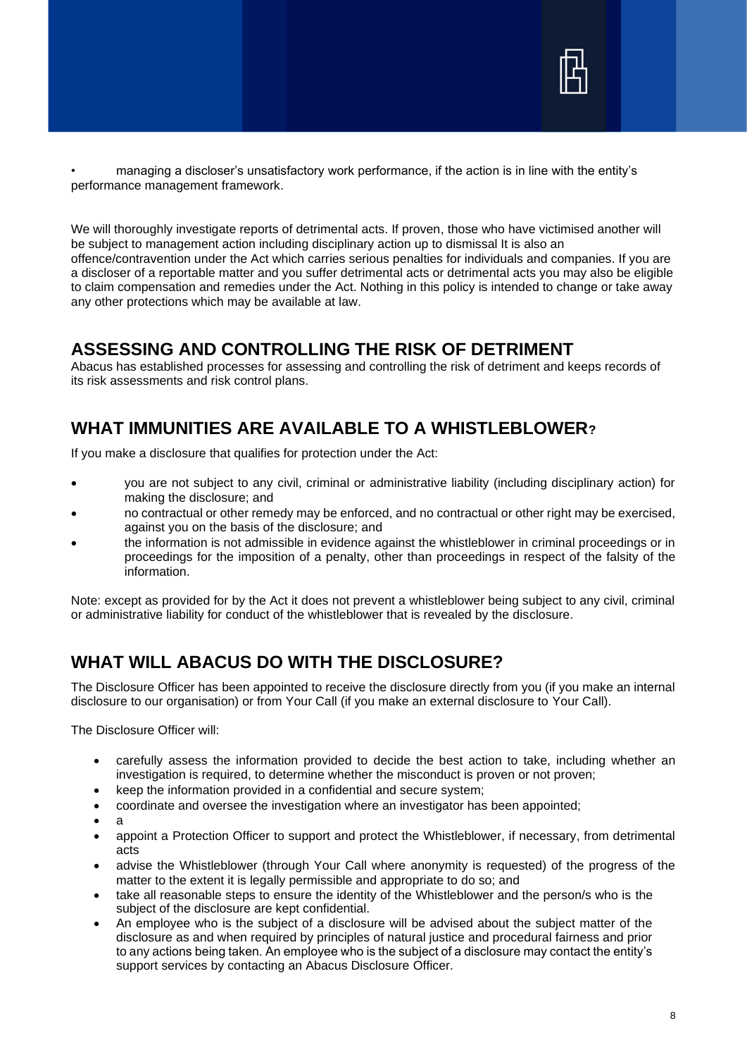- managing a discloser's unsatisfactory work performance, if the action is in line with the entity's performance management framework.

We will thoroughly investigate reports of detrimental acts. If proven, those who have victimised another will be subject to management action including disciplinary action up to dismissal It is also an offence/contravention under the Act which carries serious penalties for individuals and companies. If you are a discloser of a reportable matter and you suffer detrimental acts or detrimental acts you may also be eligible to claim compensation and remedies under the Act. Nothing in this policy is intended to change or take away any other protections which may be available at law.

## ASSESSING AND CONTROLLING THE RISK OF DETRIMENT

Abacus has established processes for assessing and controlling the risk of detriment and keeps records of its risk assessments and risk control plans.

## WHAT IMMUNITIES ARE AVAILABLE TO A WHISTLEBLOWER?

If you make a disclosure that qualifies for protection under the Act:

- you are not subject to any civil, criminal or administrative liability (including disciplinary action) for making the disclosure; and
- no contractual or other remedy may be enforced, and no contractual or other right may be exercised, against you on the basis of the disclosure; and
- the information is not admissible in evidence against the whistleblower in criminal proceedings or in proceedings for the imposition of a penalty, other than proceedings in respect of the falsity of the information.

Note: except as provided for by the Act it does not prevent a whistleblower being subject to any civil, criminal or administrative liability for conduct of the whistleblower that is revealed by the disclosure.

## WHAT WILL ABACUS DO WITH THE DISCLOSURE?

The Disclosure Officer has been appointed to receive the disclosure directly from you (if you make an internal disclosure to our organisation) or from Your Call (if you make an external disclosure to Your Call).

The Disclosure Officer will:

- carefully assess the information provided to decide the best action to take, including whether an investigation is required, to determine whether the misconduct is proven or not proven;
- keep the information provided in a confidential and secure system;
- coordinate and oversee the investigation where an investigator has been appointed;
- a
- appoint a Protection Officer to support and protect the Whistleblower, if necessary, from detrimental acts
- advise the Whistleblower (through Your Call where anonymity is requested) of the progress of the matter to the extent it is legally permissible and appropriate to do so; and
- take all reasonable steps to ensure the identity of the Whistleblower and the person/s who is the subject of the disclosure are kept confidential.
- An employee who is the subject of a disclosure will be advised about the subject matter of the disclosure as and when required by principles of natural justice and procedural fairness and prior to any actions being taken. An employee who is the subject of a disclosure may contact the entity's support services by contacting an Abacus Disclosure Officer.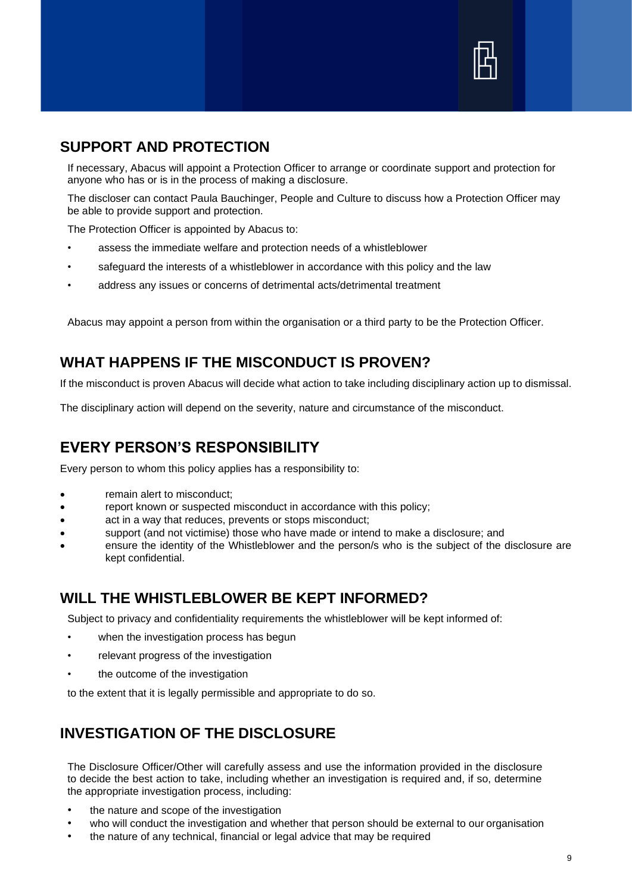## SUPPORT AND PROTECTION

If necessary, Abacus will appoint a Protection Officer to arrange or coordinate support and protection for anyone who has or is in the process of making a disclosure.

The discloser can contact Paula Bauchinger, People and Culture to discuss how a Protection Officer may be able to provide support and protection.

The Protection Officer is appointed by Abacus to:

- assess the immediate welfare and protection needs of a whistleblower
- safeguard the interests of a whistleblower in accordance with this policy and the law
- address any issues or concerns of detrimental acts/detrimental treatment

Abacus may appoint a person from within the organisation or a third party to be the Protection Officer.

## WHAT HAPPENS IF THE MISCONDUCT IS PROVEN?

If the misconduct is proven Abacus will decide what action to take including disciplinary action up to dismissal.

The disciplinary action will depend on the severity, nature and circumstance of the misconduct.

## EVERY PERSON'S RESPONSIBILITY

Every person to whom this policy applies has a responsibility to:

- remain alert to misconduct;
- report known or suspected misconduct in accordance with this policy;
- act in a way that reduces, prevents or stops misconduct;
- support (and not victimise) those who have made or intend to make a disclosure; and
- ensure the identity of the Whistleblower and the person/s who is the subject of the disclosure are kept confidential.

## WILL THE WHISTLEBLOWER BE KEPT INFORMED?

Subject to privacy and confidentiality requirements the whistleblower will be kept informed of:

- when the investigation process has begun
- relevant progress of the investigation
- the outcome of the investigation

to the extent that it is legally permissible and appropriate to do so.

## INVESTIGATION OF THE DISCLOSURE

The Disclosure Officer/Other will carefully assess and use the information provided in the disclosure to decide the best action to take, including whether an investigation is required and, if so, determine the appropriate investigation process, including:

- the nature and scope of the investigation
- who will conduct the investigation and whether that person should be external to our organisation
- the nature of any technical, financial or legal advice that may be required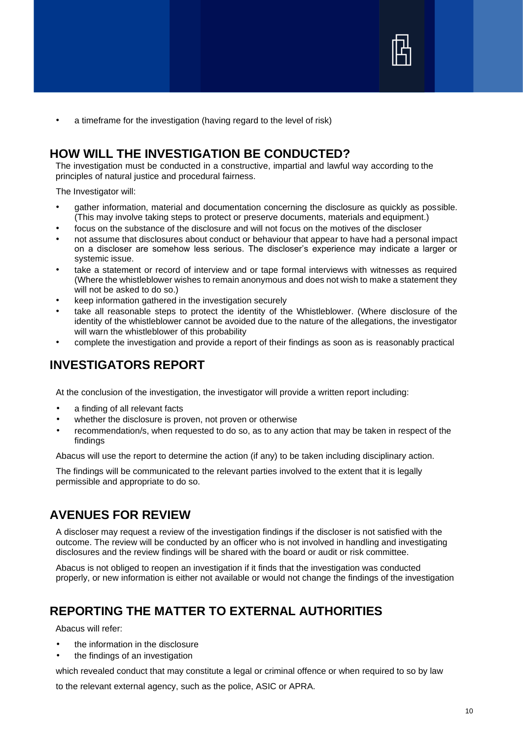- a timeframe for the investigation (having regard to the level of risk)

## HOW WILL THE INVESTIGATION BE CONDUCTED?

The investigation must be conducted in a constructive, impartial and lawful way according to the principles of natural justice and procedural fairness.

The Investigator will:

- gather information, material and documentation concerning the disclosure as quickly as possible. (This may involve taking steps to protect or preserve documents, materials and equipment.)
- focus on the substance of the disclosure and will not focus on the motives of the discloser
- not assume that disclosures about conduct or behaviour that appear to have had a personal impact on a discloser are somehow less serious. The discloser's experience may indicate a larger or systemic issue.
- take a statement or record of interview and or tape formal interviews with witnesses as required (Where the whistleblower wishes to remain anonymous and does not wish to make a statement they will not be asked to do so.)
- keep information gathered in the investigation securely
- take all reasonable steps to protect the identity of the Whistleblower. (Where disclosure of the identity of the whistleblower cannot be avoided due to the nature of the allegations, the investigator will warn the whistleblower of this probability
- complete the investigation and provide a report of their findings as soon as is reasonably practical

## INVESTIGATORS REPORT

At the conclusion of the investigation, the investigator will provide a written report including:

- a finding of all relevant facts
- whether the disclosure is proven, not proven or otherwise
- recommendation/s, when requested to do so, as to any action that may be taken in respect of the findings

Abacus will use the report to determine the action (if any) to be taken including disciplinary action.

The findings will be communicated to the relevant parties involved to the extent that it is legally permissible and appropriate to do so.

## AVENUES FOR REVIEW

A discloser may request a review of the investigation findings if the discloser is not satisfied with the outcome. The review will be conducted by an officer who is not involved in handling and investigating disclosures and the review findings will be shared with the board or audit or risk committee.

Abacus is not obliged to reopen an investigation if it finds that the investigation was conducted properly, or new information is either not available or would not change the findings of the investigation

## REPORTING THE MATTER TO EXTERNAL AUTHORITIES

Abacus will refer:

- the information in the disclosure
- the findings of an investigation

which revealed conduct that may constitute a legal or criminal offence or when required to so by law

to the relevant external agency, such as the police, ASIC or APRA.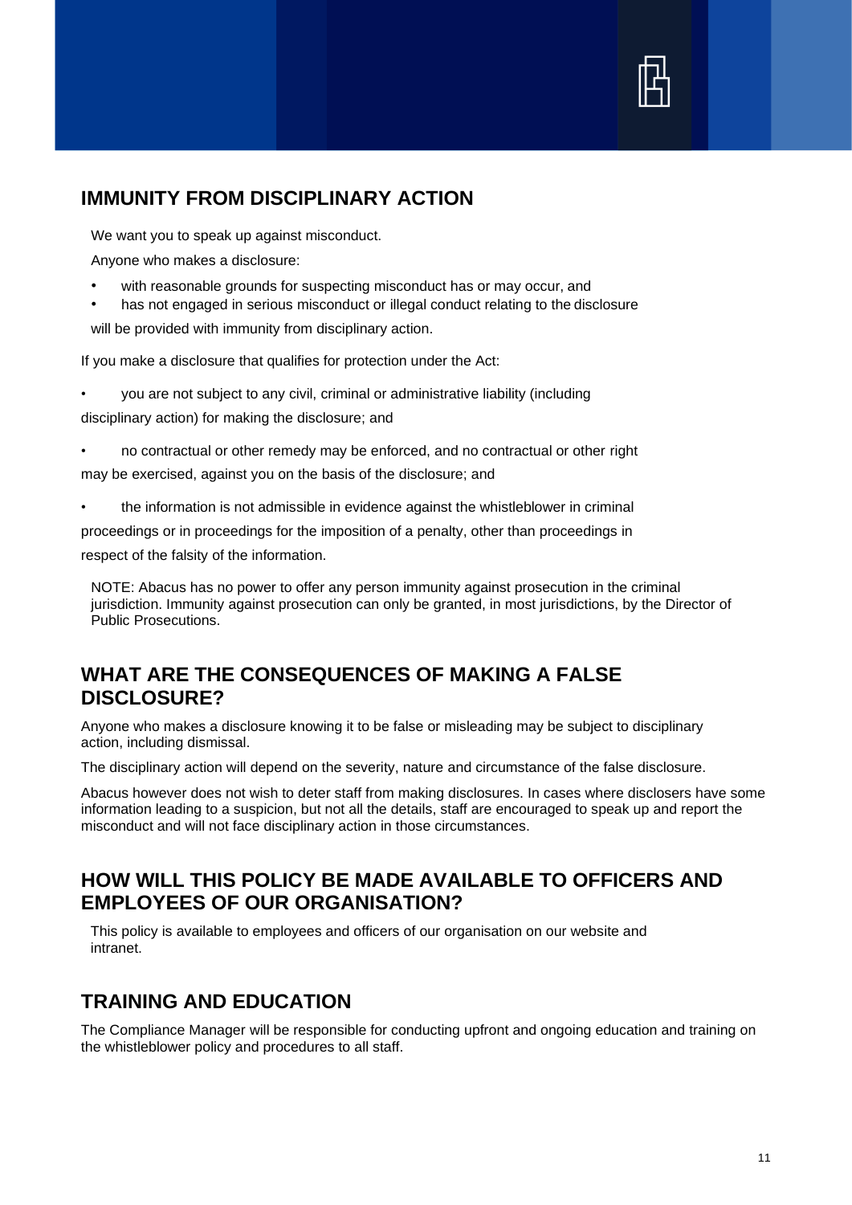## IMMUNITY FROM DISCIPLINARY ACTION

We want you to speak up against misconduct.

Anyone who makes a disclosure:

- with reasonable grounds for suspecting misconduct has or may occur, and
- has not engaged in serious misconduct or illegal conduct relating to the disclosure

will be provided with immunity from disciplinary action.

If you make a disclosure that qualifies for protection under the Act:

- you are not subject to any civil, criminal or administrative liability (including disciplinary action) for making the disclosure; and
- no contractual or other remedy may be enforced, and no contractual or other right may be exercised, against you on the basis of the disclosure; and
- the information is not admissible in evidence against the whistleblower in criminal proceedings or in proceedings for the imposition of a penalty, other than proceedings in respect of the falsity of the information.

NOTE: Abacus has no power to offer any person immunity against prosecution in the criminal jurisdiction. Immunity against prosecution can only be granted, in most jurisdictions, by the Director of Public Prosecutions.

## WHAT ARE THE CONSEQUENCES OF MAKING A FALSE DISCLOSURE?

Anyone who makes a disclosure knowing it to be false or misleading may be subject to disciplinary action, including dismissal.

The disciplinary action will depend on the severity, nature and circumstance of the false disclosure.

Abacus however does not wish to deter staff from making disclosures. In cases where disclosers have some information leading to a suspicion, but not all the details, staff are encouraged to speak up and report the misconduct and will not face disciplinary action in those circumstances.

## HOW WILL THIS POLICY BE MADE AVAILABLE TO OFFICERS AND EMPLOYEES OF OUR ORGANISATION?

This policy is available to employees and officers of our organisation on our website and intranet.

## TRAINING AND EDUCATION

The Compliance Manager will be responsible for conducting upfront and ongoing education and training on the whistleblower policy and procedures to all staff.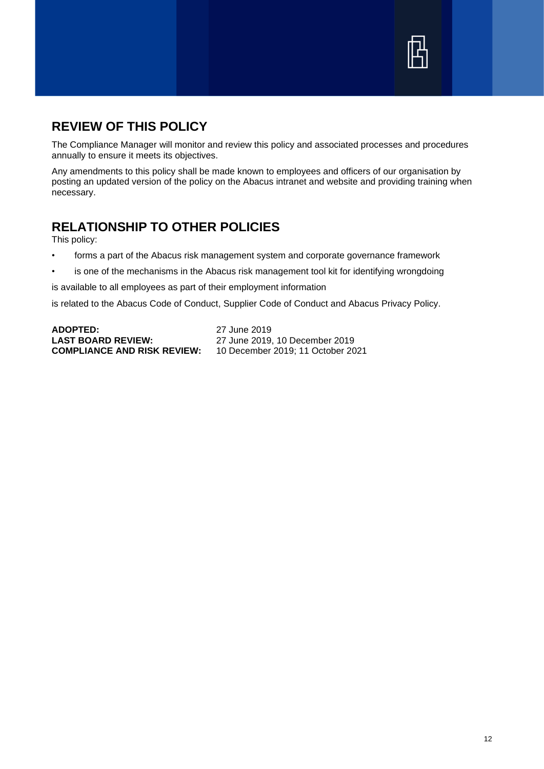## REVIEW OF THIS POLICY

The Compliance Manager will monitor and review this policy and associated processes and procedures annually to ensure it meets its objectives.

Any amendments to this policy shall be made known to employees and officers of our organisation by posting an updated version of the policy on the Abacus intranet and website and providing training when necessary.

## RELATIONSHIP TO OTHER POLICIES

This policy:

- forms a part of the Abacus risk management system and corporate governance framework
- is one of the mechanisms in the Abacus risk management tool kit for identifying wrongdoing

is available to all employees as part of their employment information

is related to the Abacus Code of Conduct, Supplier Code of Conduct and Abacus Privacy Policy.

| | |
|---|---|
| **ADOPTED:** | 27 June 2019 |
| **LAST BOARD REVIEW:** | 27 June 2019, 10 December 2019 |
| **COMPLIANCE AND RISK REVIEW:** | 10 December 2019; 11 October 2021 |